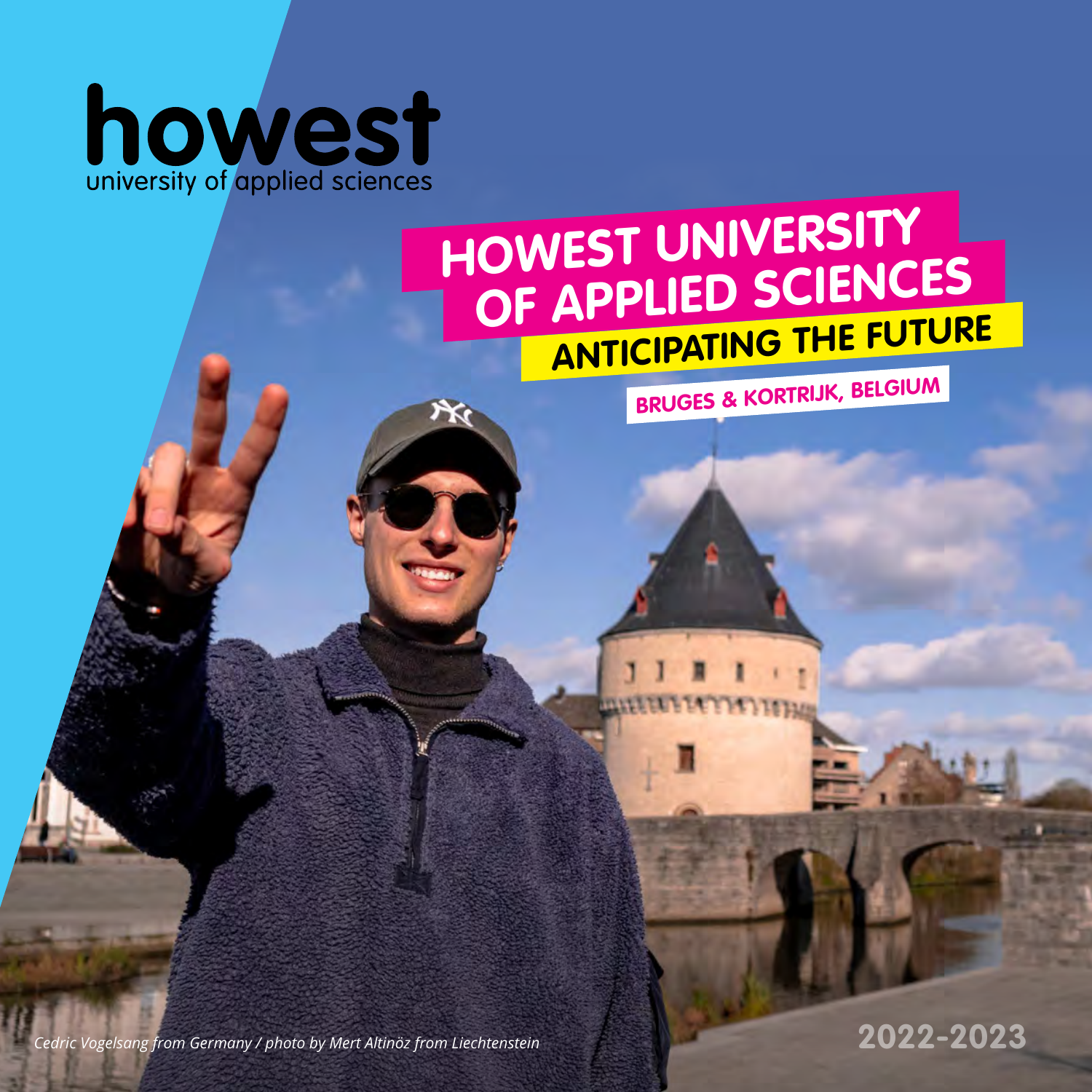howest
university of applied sciences

# HOWEST UNIVERSITY OF APPLIED SCIENCES

## ANTICIPATING THE FUTURE

BRUGES & KORTRIJK, BELGIUM

*Cedric Vogelsang from Germany / photo by Mert Altinöz from Liechtenstein*

2022-2023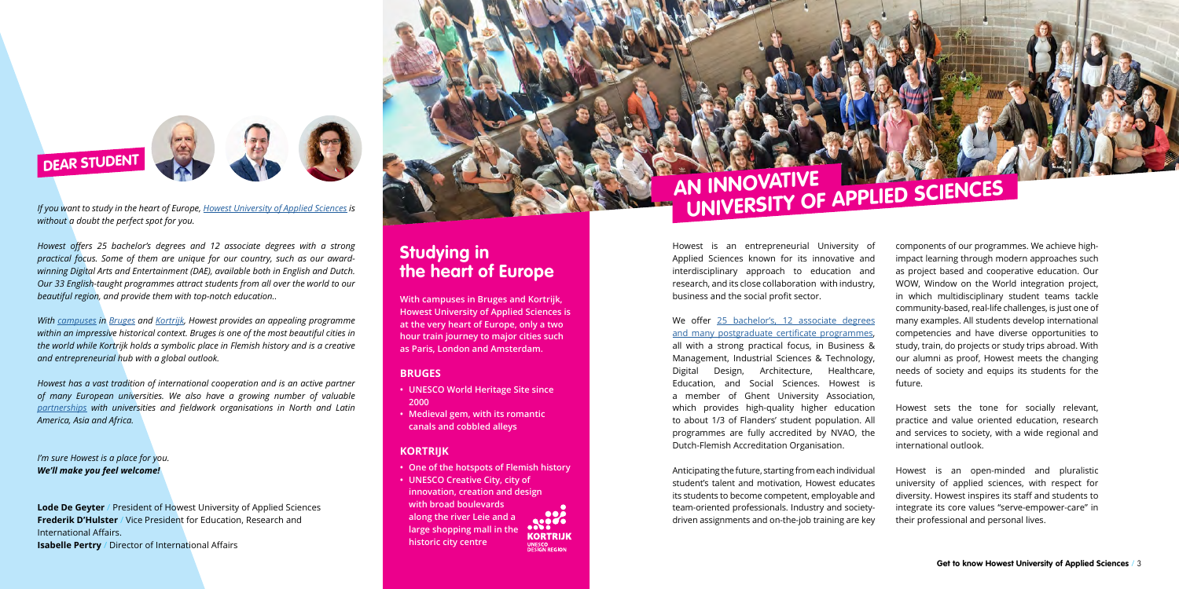## DEAR STUDENT

*If you want to study in the heart of Europe, [Howest University of Applied Sciences] is without a doubt the perfect spot for you.*

*Howest offers 25 bachelor's degrees and 12 associate degrees with a strong practical focus. Some of them are unique for our country, such as our award-winning Digital Arts and Entertainment (DAE), available both in English and Dutch. Our 33 English-taught programmes attract students from all over the world to our beautiful region, and provide them with top-notch education..*

*With [campuses] in [Bruges] and [Kortrijk], Howest provides an appealing programme within an impressive historical context. Bruges is one of the most beautiful cities in the world while Kortrijk holds a symbolic place in Flemish history and is a creative and entrepreneurial hub with a global outlook.*

*Howest has a vast tradition of international cooperation and is an active partner of many European universities. We also have a growing number of valuable [partnerships] with universities and fieldwork organisations in North and Latin America, Asia and Africa.*

*I'm sure Howest is a place for you.*
***We'll make you feel welcome!***

**Lode De Geyter** / President of Howest University of Applied Sciences
**Frederik D'Hulster** / Vice President for Education, Research and International Affairs.
**Isabelle Pertry** / Director of International Affairs

## Studying in the heart of Europe

**With campuses in Bruges and Kortrijk, Howest University of Applied Sciences is at the very heart of Europe, only a two hour train journey to major cities such as Paris, London and Amsterdam.**

### BRUGES

- **UNESCO World Heritage Site since 2000**
- **Medieval gem, with its romantic canals and cobbled alleys**

### KORTRIJK

- **One of the hotspots of Flemish history**
- **UNESCO Creative City, city of innovation, creation and design with broad boulevards along the river Leie and a large shopping mall in the historic city centre**

KORTRIJK UNESCO DESIGN REGION

## AN INNOVATIVE UNIVERSITY OF APPLIED SCIENCES

Howest is an entrepreneurial University of Applied Sciences known for its innovative and interdisciplinary approach to education and research, and its close collaboration with industry, business and the social profit sector.

We offer [25 bachelor's, 12 associate degrees and many postgraduate certificate programmes], all with a strong practical focus, in Business & Management, Industrial Sciences & Technology, Digital Design, Architecture, Healthcare, Education, and Social Sciences. Howest is a member of Ghent University Association, which provides high-quality higher education to about 1/3 of Flanders' student population. All programmes are fully accredited by NVAO, the Dutch-Flemish Accreditation Organisation.

Anticipating the future, starting from each individual student's talent and motivation, Howest educates its students to become competent, employable and team-oriented professionals. Industry and society-driven assignments and on-the-job training are key components of our programmes. We achieve high-impact learning through modern approaches such as project based and cooperative education. Our WOW, Window on the World integration project, in which multidisciplinary student teams tackle community-based, real-life challenges, is just one of many examples. All students develop international competencies and have diverse opportunities to study, train, do projects or study trips abroad. With our alumni as proof, Howest meets the changing needs of society and equips its students for the future.

Howest sets the tone for socially relevant, practice and value oriented education, research and services to society, with a wide regional and international outlook.

Howest is an open-minded and pluralistic university of applied sciences, with respect for diversity. Howest inspires its staff and students to integrate its core values "serve-empower-care" in their professional and personal lives.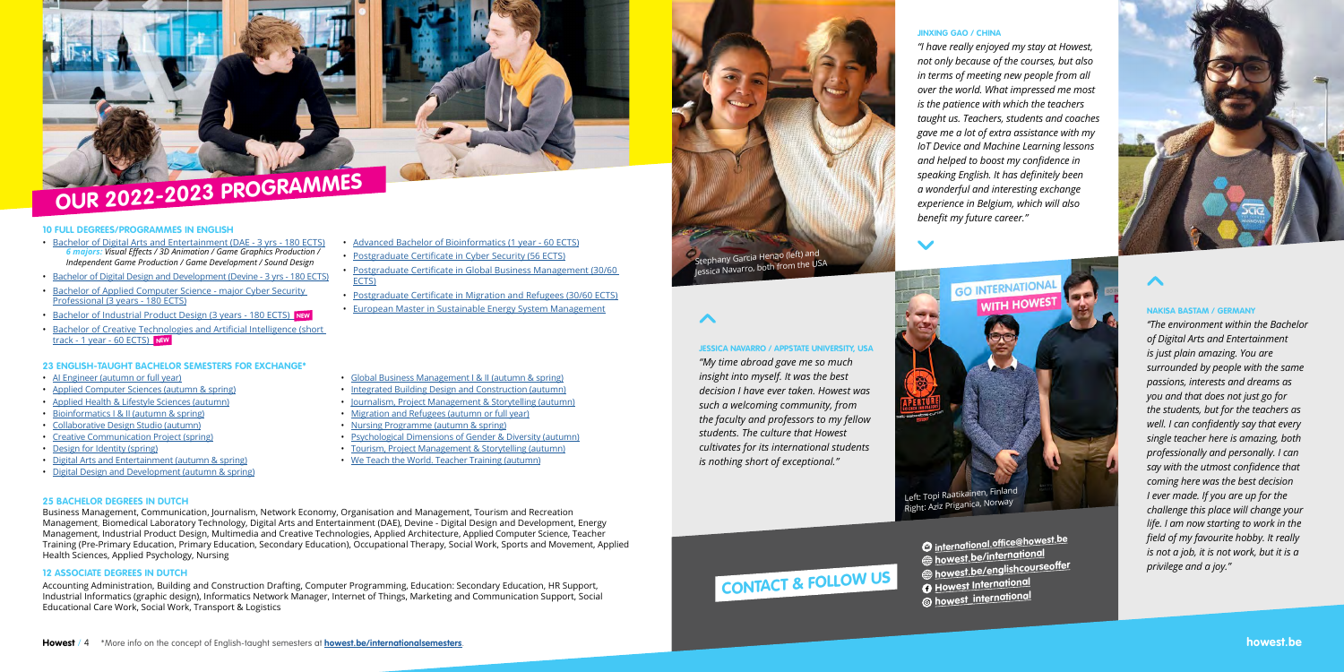# OUR 2022-2023 PROGRAMMES

## 10 FULL DEGREES/PROGRAMMES IN ENGLISH

- Bachelor of Digital Arts and Entertainment (DAE - 3 yrs - 180 ECTS)
  *6 majors: Visual Effects / 3D Animation / Game Graphics Production / Independent Game Production / Game Development / Sound Design*
- Bachelor of Digital Design and Development (Devine - 3 yrs - 180 ECTS)
- Bachelor of Applied Computer Science - major Cyber Security Professional (3 years - 180 ECTS)
- Bachelor of Industrial Product Design (3 years - 180 ECTS) NEW
- Bachelor of Creative Technologies and Artificial Intelligence (short track - 1 year - 60 ECTS) NEW
- Advanced Bachelor of Bioinformatics (1 year - 60 ECTS)
- Postgraduate Certificate in Cyber Security (56 ECTS)
- Postgraduate Certificate in Global Business Management (30/60 ECTS)
- Postgraduate Certificate in Migration and Refugees (30/60 ECTS)
- European Master in Sustainable Energy System Management

## 23 ENGLISH-TAUGHT BACHELOR SEMESTERS FOR EXCHANGE*

- AI Engineer (autumn or full year)
- Applied Computer Sciences (autumn & spring)
- Applied Health & Lifestyle Sciences (autumn)
- Bioinformatics I & II (autumn & spring)
- Collaborative Design Studio (autumn)
- Creative Communication Project (spring)
- Design for Identity (spring)
- Digital Arts and Entertainment (autumn & spring)
- Digital Design and Development (autumn & spring)
- Global Business Management I & II (autumn & spring)
- Integrated Building Design and Construction (autumn)
- Journalism, Project Management & Storytelling (autumn)
- Migration and Refugees (autumn or full year)
- Nursing Programme (autumn & spring)
- Psychological Dimensions of Gender & Diversity (autumn)
- Tourism, Project Management & Storytelling (autumn)
- We Teach the World. Teacher Training (autumn)

## 25 BACHELOR DEGREES IN DUTCH

Business Management, Communication, Journalism, Network Economy, Organisation and Management, Tourism and Recreation Management, Biomedical Laboratory Technology, Digital Arts and Entertainment (DAE), Devine - Digital Design and Development, Energy Management, Industrial Product Design, Multimedia and Creative Technologies, Applied Architecture, Applied Computer Science, Teacher Training (Pre-Primary Education, Primary Education, Secondary Education), Occupational Therapy, Social Work, Sports and Movement, Applied Health Sciences, Applied Psychology, Nursing

## 12 ASSOCIATE DEGREES IN DUTCH

Accounting Administration, Building and Construction Drafting, Computer Programming, Education: Secondary Education, HR Support, Industrial Informatics (graphic design), Informatics Network Manager, Internet of Things, Marketing and Communication Support, Social Educational Care Work, Social Work, Transport & Logistics

*More info on the concept of English-taught semesters at **howest.be/internationalsemesters**.

Stephany Garcia Henao (left) and Jessica Navarro, both from the USA

### JESSICA NAVARRO / APPSTATE UNIVERSITY, USA

*"My time abroad gave me so much insight into myself. It was the best decision I have ever taken. Howest was such a welcoming community, from the faculty and professors to my fellow students. The culture that Howest cultivates for its international students is nothing short of exceptional."*

### JINXING GAO / CHINA

*"I have really enjoyed my stay at Howest, not only because of the courses, but also in terms of meeting new people from all over the world. What impressed me most is the patience with which the teachers taught us. Teachers, students and coaches gave me a lot of extra assistance with my IoT Device and Machine Learning lessons and helped to boost my confidence in speaking English. It has definitely been a wonderful and interesting exchange experience in Belgium, which will also benefit my future career."*

GO INTERNATIONAL WITH HOWEST

Left: Topi Raatikainen, Finland
Right: Aziz Priganica, Norway

### NAKISA BASTAM / GERMANY

*"The environment within the Bachelor of Digital Arts and Entertainment is just plain amazing. You are surrounded by people with the same passions, interests and dreams as you and that does not just go for the students, but for the teachers as well. I can confidently say that every single teacher here is amazing, both professionally and personally. I can say with the utmost confidence that coming here was the best decision I ever made. If you are up for the challenge this place will change your life. I am now starting to work in the field of my favourite hobby. It really is not a job, it is not work, but it is a privilege and a joy."*

## CONTACT & FOLLOW US

- international.office@howest.be
- howest.be/international
- howest.be/englishcourseoffer
- Howest International
- howest_international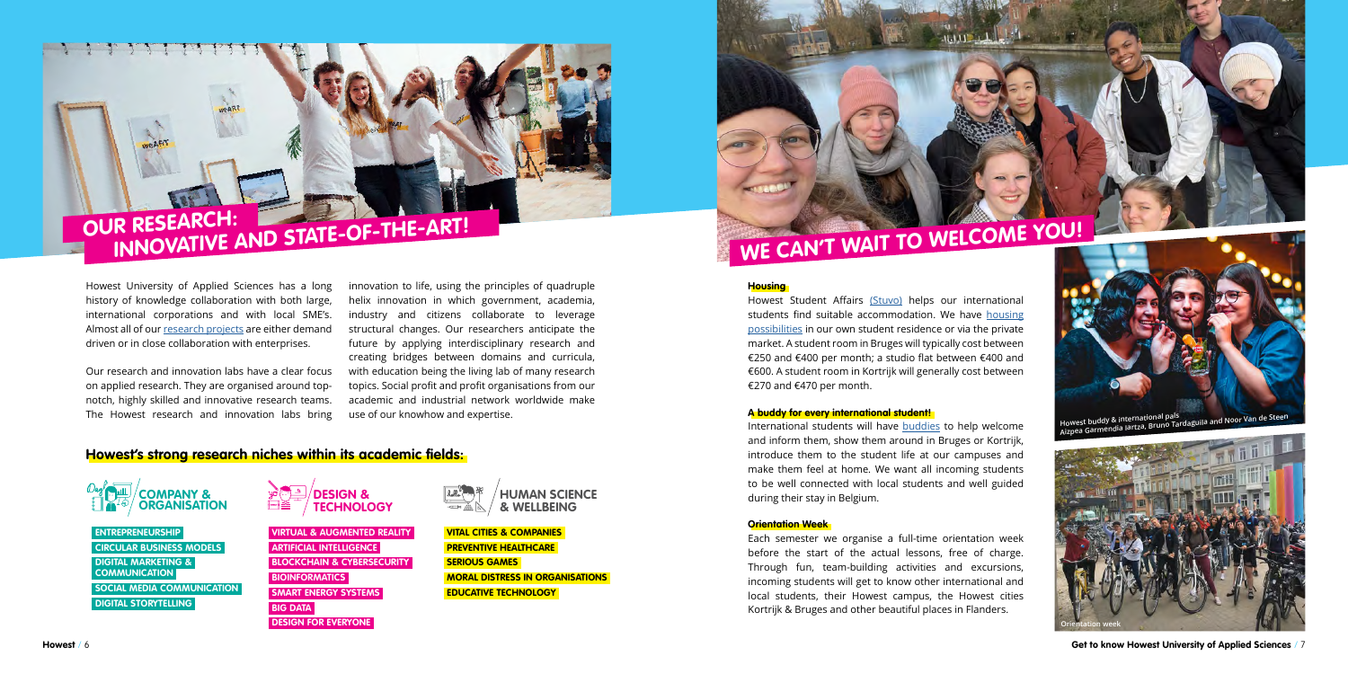# OUR RESEARCH: INNOVATIVE AND STATE-OF-THE-ART!

Howest University of Applied Sciences has a long history of knowledge collaboration with both large, international corporations and with local SME's. Almost all of our research projects are either demand driven or in close collaboration with enterprises.

Our research and innovation labs have a clear focus on applied research. They are organised around top-notch, highly skilled and innovative research teams. The Howest research and innovation labs bring innovation to life, using the principles of quadruple helix innovation in which government, academia, industry and citizens collaborate to leverage structural changes. Our researchers anticipate the future by applying interdisciplinary research and creating bridges between domains and curricula, with education being the living lab of many research topics. Social profit and profit organisations from our academic and industrial network worldwide make use of our knowhow and expertise.

## Howest's strong research niches within its academic fields:

### COMPANY & ORGANISATION

- ENTREPRENEURSHIP
- CIRCULAR BUSINESS MODELS
- DIGITAL MARKETING & COMMUNICATION
- SOCIAL MEDIA COMMUNICATION
- DIGITAL STORYTELLING

### DESIGN & TECHNOLOGY

- VIRTUAL & AUGMENTED REALITY
- ARTIFICIAL INTELLIGENCE
- BLOCKCHAIN & CYBERSECURITY
- BIOINFORMATICS
- SMART ENERGY SYSTEMS
- BIG DATA
- DESIGN FOR EVERYONE

### HUMAN SCIENCE & WELLBEING

- VITAL CITIES & COMPANIES
- PREVENTIVE HEALTHCARE
- SERIOUS GAMES
- MORAL DISTRESS IN ORGANISATIONS
- EDUCATIVE TECHNOLOGY

# WE CAN'T WAIT TO WELCOME YOU!

### Housing

Howest Student Affairs (Stuvo) helps our international students find suitable accommodation. We have housing possibilities in our own student residence or via the private market. A student room in Bruges will typically cost between €250 and €400 per month; a studio flat between €400 and €600. A student room in Kortrijk will generally cost between €270 and €470 per month.

### A buddy for every international student!

International students will have buddies to help welcome and inform them, show them around in Bruges or Kortrijk, introduce them to the student life at our campuses and make them feel at home. We want all incoming students to be well connected with local students and well guided during their stay in Belgium.

### Orientation Week

Each semester we organise a full-time orientation week before the start of the actual lessons, free of charge. Through fun, team-building activities and excursions, incoming students will get to know other international and local students, their Howest campus, the Howest cities Kortrijk & Bruges and other beautiful places in Flanders.

Howest buddy & international pals
Aizpea Garmendia Iartza, Bruno Tardaguila and Noor Van de Steen

Orientation week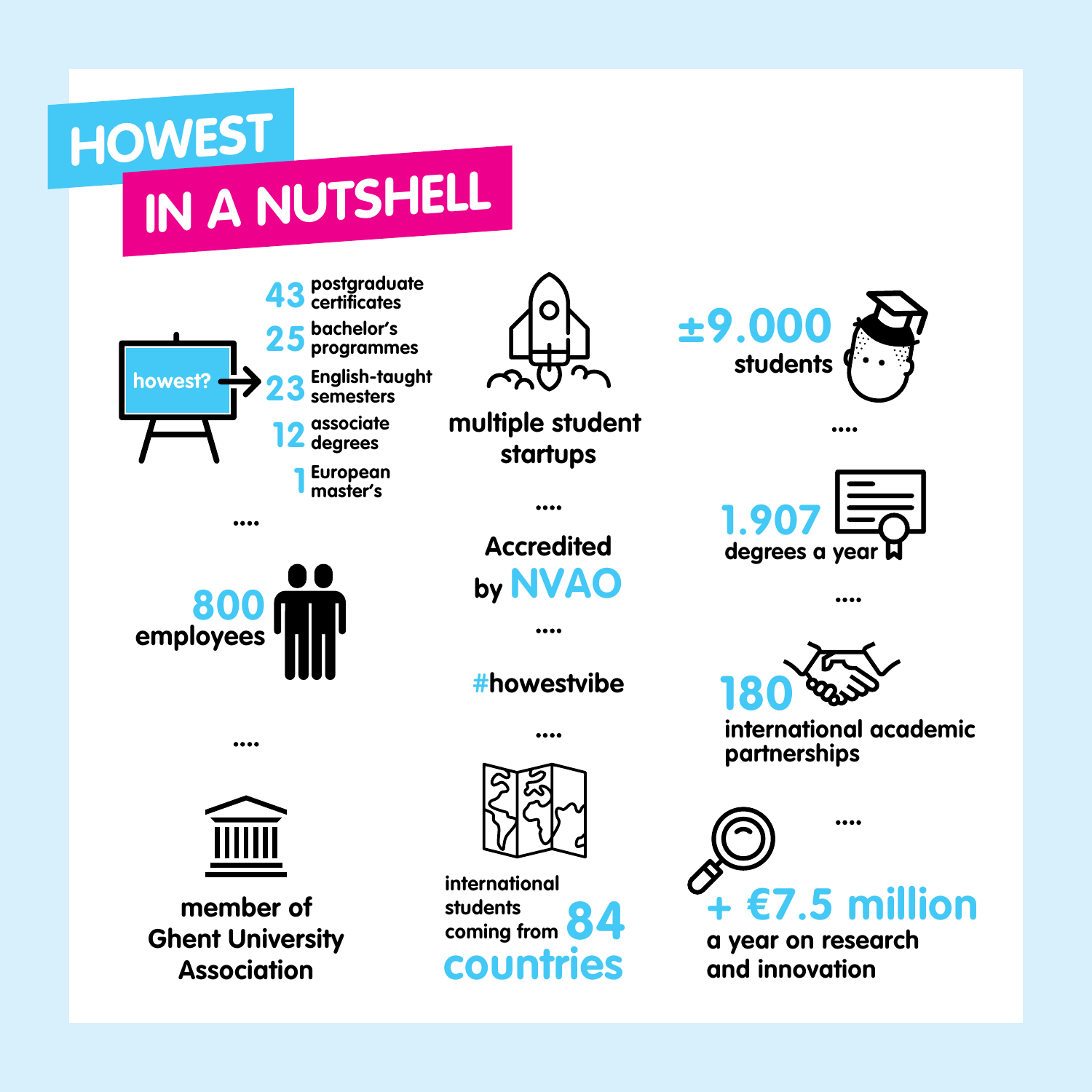# HOWEST IN A NUTSHELL

howest?

- **43** postgraduate certificates
- **25** bachelor's programmes
- **23** English-taught semesters
- **12** associate degrees
- **1** European master's

....

**800** employees

....

member of Ghent University Association

multiple student startups

....

Accredited by **NVAO**

....

#howestvibe

....

international students coming from **84 countries**

**±9.000** students

....

**1.907** degrees a year

....

**180** international academic partnerships

....

**+ €7.5 million** a year on research and innovation